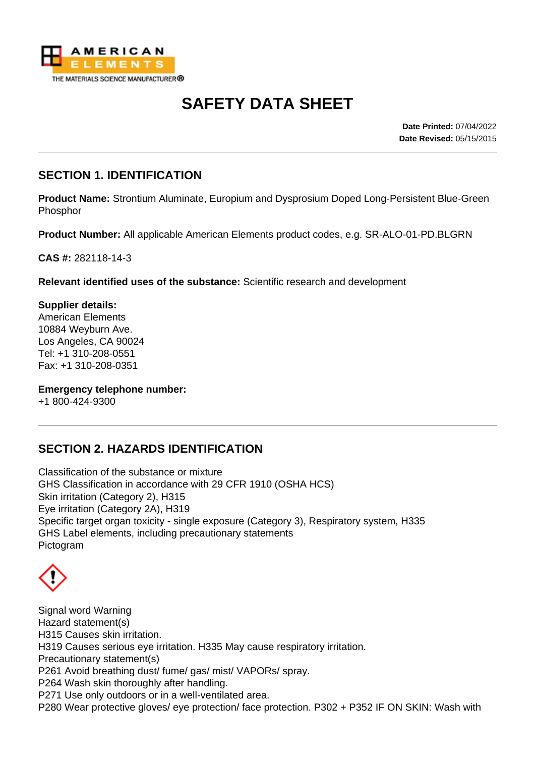# SAFETY DATA SHEET

**Date Printed:** 07/04/2022
**Date Revised:** 05/15/2015

## SECTION 1. IDENTIFICATION

**Product Name:** Strontium Aluminate, Europium and Dysprosium Doped Long-Persistent Blue-Green Phosphor

**Product Number:** All applicable American Elements product codes, e.g. SR-ALO-01-PD.BLGRN

**CAS #:** 282118-14-3

**Relevant identified uses of the substance:** Scientific research and development

**Supplier details:**
American Elements
10884 Weyburn Ave.
Los Angeles, CA 90024
Tel: +1 310-208-0551
Fax: +1 310-208-0351

**Emergency telephone number:**
+1 800-424-9300

## SECTION 2. HAZARDS IDENTIFICATION

Classification of the substance or mixture
GHS Classification in accordance with 29 CFR 1910 (OSHA HCS)
Skin irritation (Category 2), H315
Eye irritation (Category 2A), H319
Specific target organ toxicity - single exposure (Category 3), Respiratory system, H335
GHS Label elements, including precautionary statements
Pictogram

Signal word Warning
Hazard statement(s)
H315 Causes skin irritation.
H319 Causes serious eye irritation. H335 May cause respiratory irritation.
Precautionary statement(s)
P261 Avoid breathing dust/ fume/ gas/ mist/ VAPORs/ spray.
P264 Wash skin thoroughly after handling.
P271 Use only outdoors or in a well-ventilated area.
P280 Wear protective gloves/ eye protection/ face protection. P302 + P352 IF ON SKIN: Wash with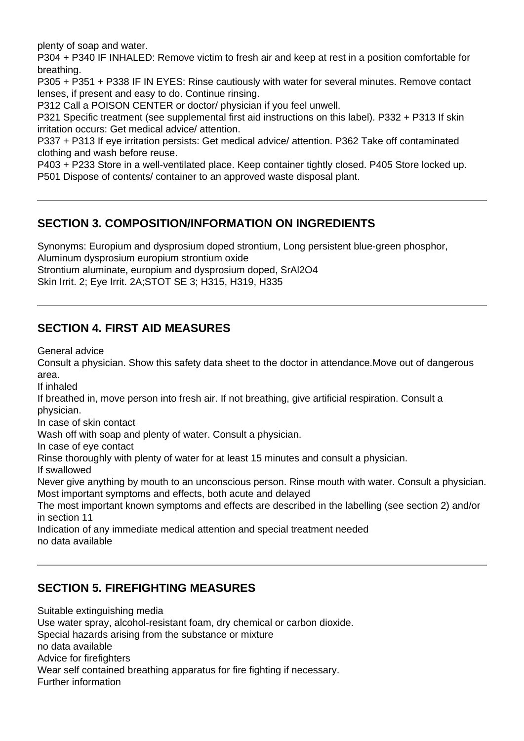plenty of soap and water.

P304 + P340 IF INHALED: Remove victim to fresh air and keep at rest in a position comfortable for breathing.

P305 + P351 + P338 IF IN EYES: Rinse cautiously with water for several minutes. Remove contact lenses, if present and easy to do. Continue rinsing.

P312 Call a POISON CENTER or doctor/ physician if you feel unwell.

P321 Specific treatment (see supplemental first aid instructions on this label). P332 + P313 If skin irritation occurs: Get medical advice/ attention.

P337 + P313 If eye irritation persists: Get medical advice/ attention. P362 Take off contaminated clothing and wash before reuse.

P403 + P233 Store in a well-ventilated place. Keep container tightly closed. P405 Store locked up.

P501 Dispose of contents/ container to an approved waste disposal plant.

---

## SECTION 3. COMPOSITION/INFORMATION ON INGREDIENTS

Synonyms: Europium and dysprosium doped strontium, Long persistent blue-green phosphor, Aluminum dysprosium europium strontium oxide

Strontium aluminate, europium and dysprosium doped, $SrAl_2O_4$

Skin Irrit. 2; Eye Irrit. 2A;STOT SE 3; H315, H319, H335

---

## SECTION 4. FIRST AID MEASURES

General advice

Consult a physician. Show this safety data sheet to the doctor in attendance.Move out of dangerous area.

If inhaled

If breathed in, move person into fresh air. If not breathing, give artificial respiration. Consult a physician.

In case of skin contact

Wash off with soap and plenty of water. Consult a physician.

In case of eye contact

Rinse thoroughly with plenty of water for at least 15 minutes and consult a physician.

If swallowed

Never give anything by mouth to an unconscious person. Rinse mouth with water. Consult a physician.

Most important symptoms and effects, both acute and delayed

The most important known symptoms and effects are described in the labelling (see section 2) and/or in section 11

Indication of any immediate medical attention and special treatment needed

no data available

---

## SECTION 5. FIREFIGHTING MEASURES

Suitable extinguishing media

Use water spray, alcohol-resistant foam, dry chemical or carbon dioxide.

Special hazards arising from the substance or mixture

no data available

Advice for firefighters

Wear self contained breathing apparatus for fire fighting if necessary.

Further information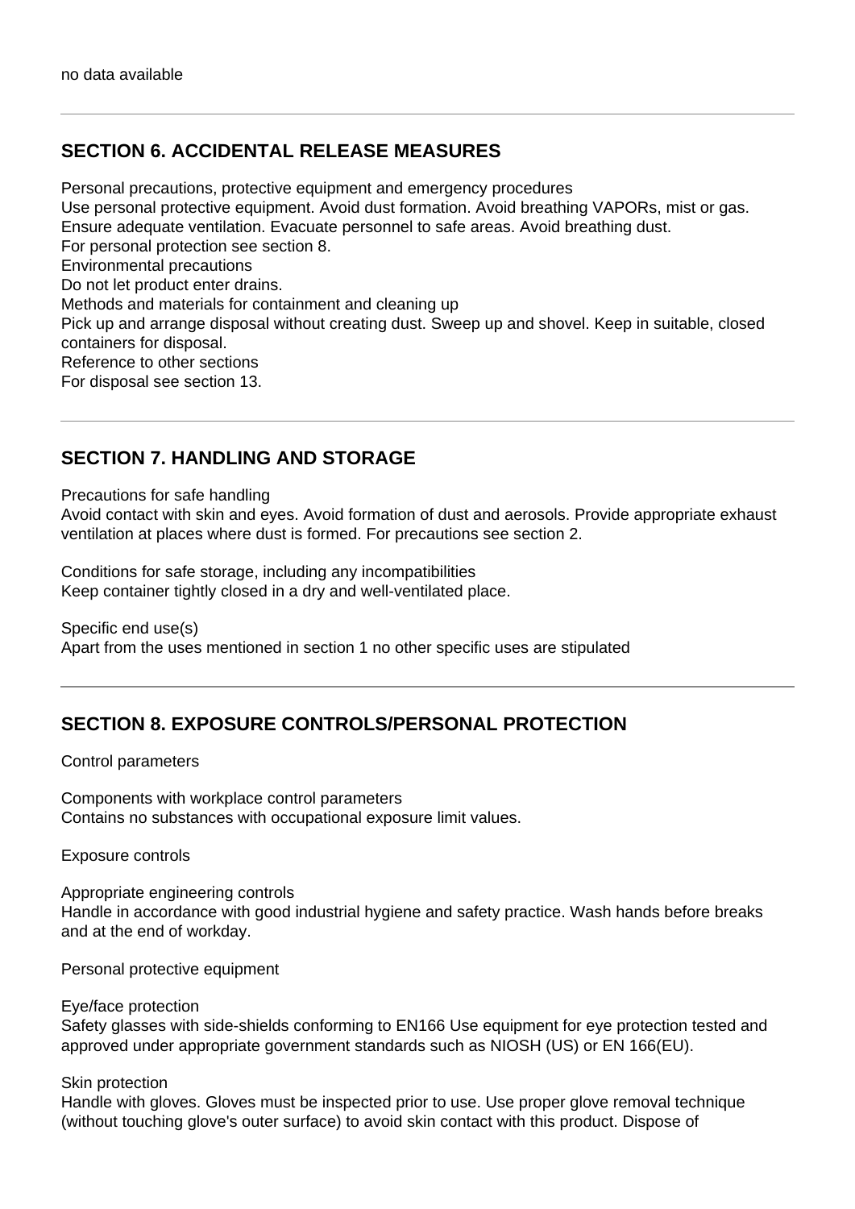no data available

---

## SECTION 6. ACCIDENTAL RELEASE MEASURES

Personal precautions, protective equipment and emergency procedures
Use personal protective equipment. Avoid dust formation. Avoid breathing VAPORs, mist or gas. Ensure adequate ventilation. Evacuate personnel to safe areas. Avoid breathing dust.
For personal protection see section 8.
Environmental precautions
Do not let product enter drains.
Methods and materials for containment and cleaning up
Pick up and arrange disposal without creating dust. Sweep up and shovel. Keep in suitable, closed containers for disposal.
Reference to other sections
For disposal see section 13.

---

## SECTION 7. HANDLING AND STORAGE

Precautions for safe handling
Avoid contact with skin and eyes. Avoid formation of dust and aerosols. Provide appropriate exhaust ventilation at places where dust is formed. For precautions see section 2.

Conditions for safe storage, including any incompatibilities
Keep container tightly closed in a dry and well-ventilated place.

Specific end use(s)
Apart from the uses mentioned in section 1 no other specific uses are stipulated

---

## SECTION 8. EXPOSURE CONTROLS/PERSONAL PROTECTION

Control parameters

Components with workplace control parameters
Contains no substances with occupational exposure limit values.

Exposure controls

Appropriate engineering controls
Handle in accordance with good industrial hygiene and safety practice. Wash hands before breaks and at the end of workday.

Personal protective equipment

Eye/face protection
Safety glasses with side-shields conforming to EN166 Use equipment for eye protection tested and approved under appropriate government standards such as NIOSH (US) or EN 166(EU).

Skin protection
Handle with gloves. Gloves must be inspected prior to use. Use proper glove removal technique (without touching glove's outer surface) to avoid skin contact with this product. Dispose of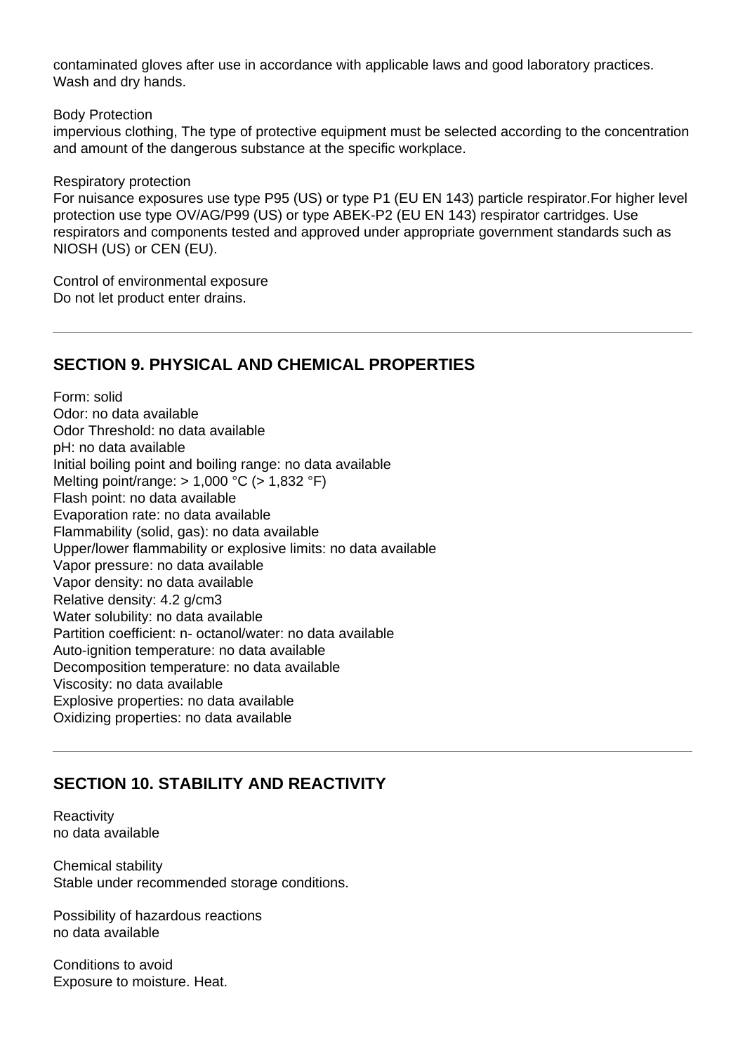contaminated gloves after use in accordance with applicable laws and good laboratory practices. Wash and dry hands.

Body Protection
impervious clothing, The type of protective equipment must be selected according to the concentration and amount of the dangerous substance at the specific workplace.

Respiratory protection
For nuisance exposures use type P95 (US) or type P1 (EU EN 143) particle respirator.For higher level protection use type OV/AG/P99 (US) or type ABEK-P2 (EU EN 143) respirator cartridges. Use respirators and components tested and approved under appropriate government standards such as NIOSH (US) or CEN (EU).

Control of environmental exposure
Do not let product enter drains.

---

## SECTION 9. PHYSICAL AND CHEMICAL PROPERTIES

Form: solid
Odor: no data available
Odor Threshold: no data available
pH: no data available
Initial boiling point and boiling range: no data available
Melting point/range: > 1,000 °C (> 1,832 °F)
Flash point: no data available
Evaporation rate: no data available
Flammability (solid, gas): no data available
Upper/lower flammability or explosive limits: no data available
Vapor pressure: no data available
Vapor density: no data available
Relative density: 4.2 g/cm3
Water solubility: no data available
Partition coefficient: n- octanol/water: no data available
Auto-ignition temperature: no data available
Decomposition temperature: no data available
Viscosity: no data available
Explosive properties: no data available
Oxidizing properties: no data available

---

## SECTION 10. STABILITY AND REACTIVITY

Reactivity
no data available

Chemical stability
Stable under recommended storage conditions.

Possibility of hazardous reactions
no data available

Conditions to avoid
Exposure to moisture. Heat.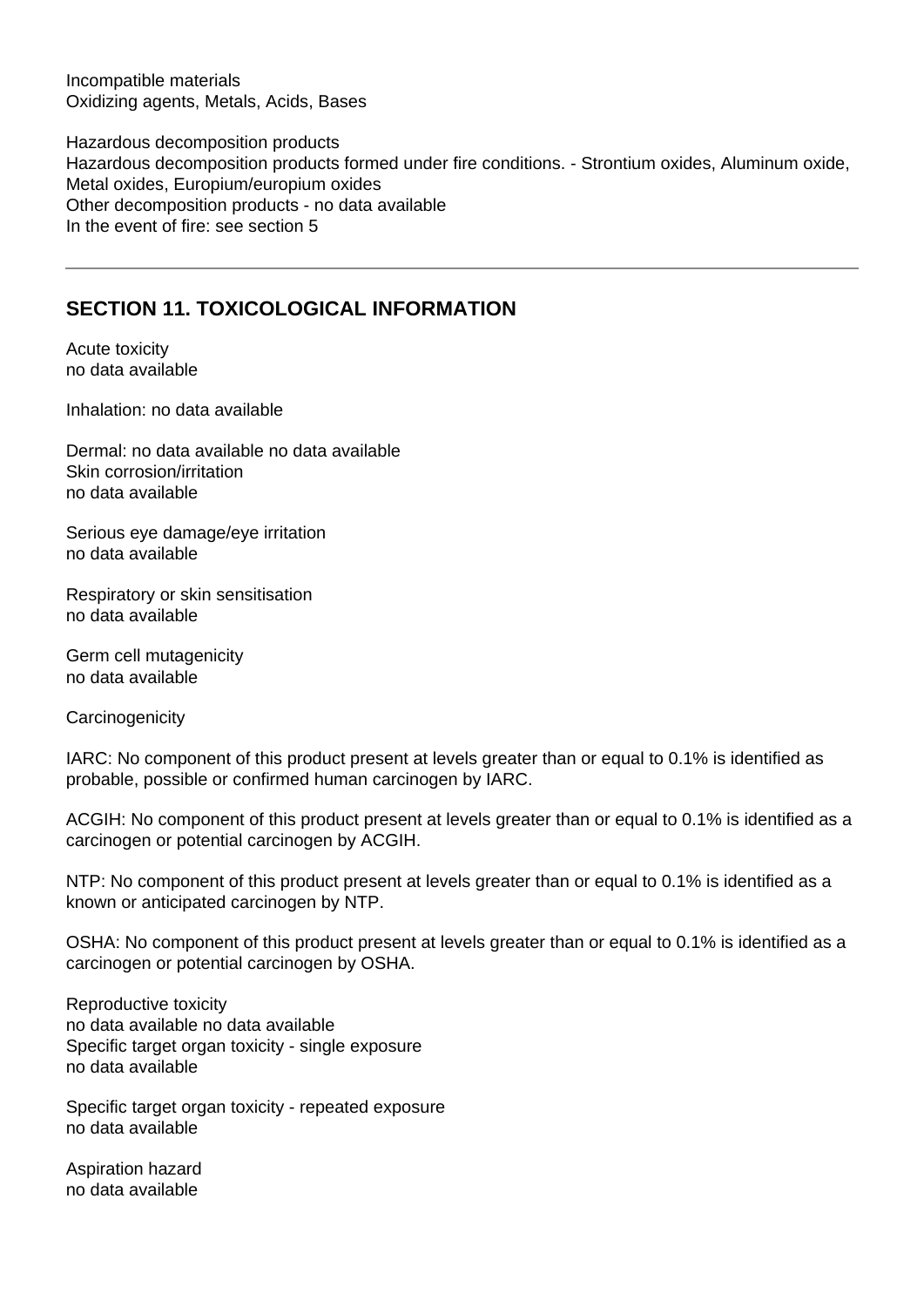Incompatible materials
Oxidizing agents, Metals, Acids, Bases

Hazardous decomposition products
Hazardous decomposition products formed under fire conditions. - Strontium oxides, Aluminum oxide, Metal oxides, Europium/europium oxides
Other decomposition products - no data available
In the event of fire: see section 5

---

## SECTION 11. TOXICOLOGICAL INFORMATION

Acute toxicity
no data available

Inhalation: no data available

Dermal: no data available no data available
Skin corrosion/irritation
no data available

Serious eye damage/eye irritation
no data available

Respiratory or skin sensitisation
no data available

Germ cell mutagenicity
no data available

Carcinogenicity

IARC: No component of this product present at levels greater than or equal to 0.1% is identified as probable, possible or confirmed human carcinogen by IARC.

ACGIH: No component of this product present at levels greater than or equal to 0.1% is identified as a carcinogen or potential carcinogen by ACGIH.

NTP: No component of this product present at levels greater than or equal to 0.1% is identified as a known or anticipated carcinogen by NTP.

OSHA: No component of this product present at levels greater than or equal to 0.1% is identified as a carcinogen or potential carcinogen by OSHA.

Reproductive toxicity
no data available no data available
Specific target organ toxicity - single exposure
no data available

Specific target organ toxicity - repeated exposure
no data available

Aspiration hazard
no data available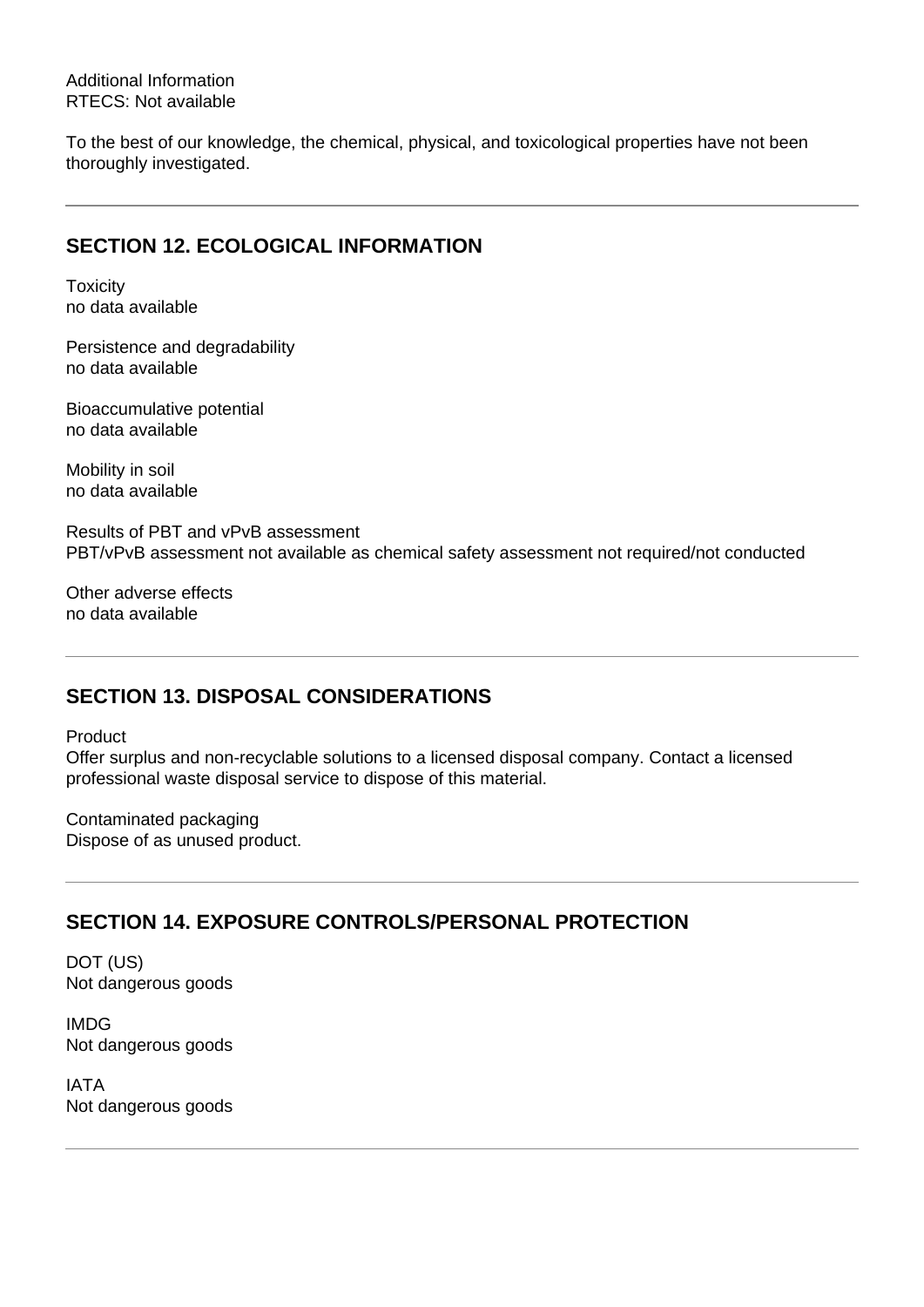Additional Information
RTECS: Not available

To the best of our knowledge, the chemical, physical, and toxicological properties have not been thoroughly investigated.

---

## SECTION 12. ECOLOGICAL INFORMATION

Toxicity
no data available

Persistence and degradability
no data available

Bioaccumulative potential
no data available

Mobility in soil
no data available

Results of PBT and vPvB assessment
PBT/vPvB assessment not available as chemical safety assessment not required/not conducted

Other adverse effects
no data available

---

## SECTION 13. DISPOSAL CONSIDERATIONS

Product
Offer surplus and non-recyclable solutions to a licensed disposal company. Contact a licensed professional waste disposal service to dispose of this material.

Contaminated packaging
Dispose of as unused product.

---

## SECTION 14. EXPOSURE CONTROLS/PERSONAL PROTECTION

DOT (US)
Not dangerous goods

IMDG
Not dangerous goods

IATA
Not dangerous goods

---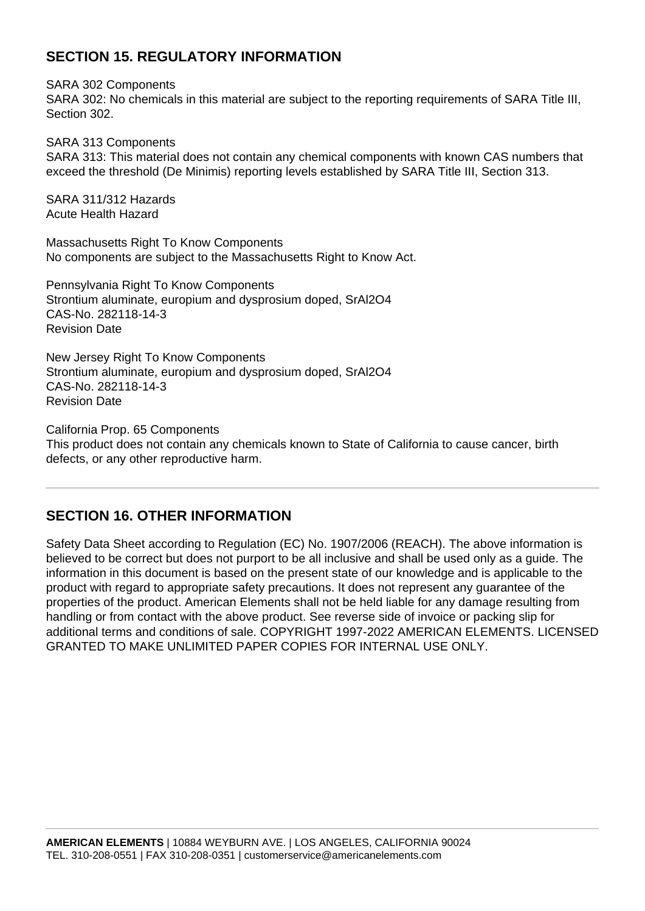## SECTION 15. REGULATORY INFORMATION

SARA 302 Components
SARA 302: No chemicals in this material are subject to the reporting requirements of SARA Title III, Section 302.

SARA 313 Components
SARA 313: This material does not contain any chemical components with known CAS numbers that exceed the threshold (De Minimis) reporting levels established by SARA Title III, Section 313.

SARA 311/312 Hazards
Acute Health Hazard

Massachusetts Right To Know Components
No components are subject to the Massachusetts Right to Know Act.

Pennsylvania Right To Know Components
Strontium aluminate, europium and dysprosium doped, $SrAl_2O_4$
CAS-No. 282118-14-3
Revision Date

New Jersey Right To Know Components
Strontium aluminate, europium and dysprosium doped, $SrAl_2O_4$
CAS-No. 282118-14-3
Revision Date

California Prop. 65 Components
This product does not contain any chemicals known to State of California to cause cancer, birth defects, or any other reproductive harm.

## SECTION 16. OTHER INFORMATION

Safety Data Sheet according to Regulation (EC) No. 1907/2006 (REACH). The above information is believed to be correct but does not purport to be all inclusive and shall be used only as a guide. The information in this document is based on the present state of our knowledge and is applicable to the product with regard to appropriate safety precautions. It does not represent any guarantee of the properties of the product. American Elements shall not be held liable for any damage resulting from handling or from contact with the above product. See reverse side of invoice or packing slip for additional terms and conditions of sale. COPYRIGHT 1997-2022 AMERICAN ELEMENTS. LICENSED GRANTED TO MAKE UNLIMITED PAPER COPIES FOR INTERNAL USE ONLY.